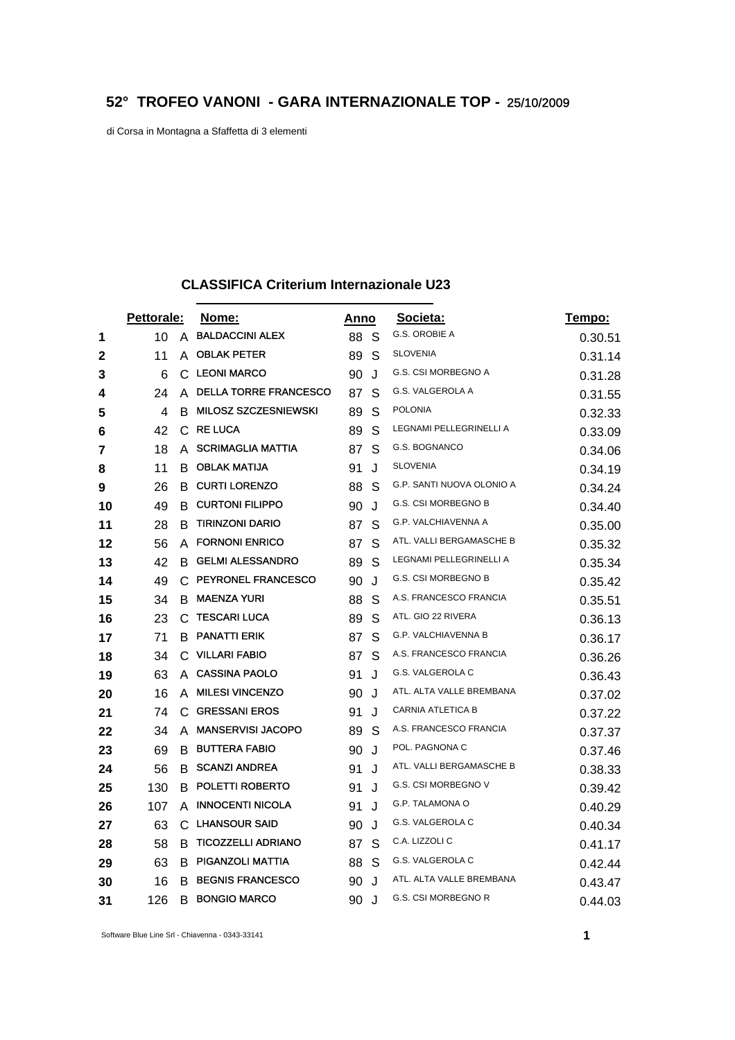# 52° TROFEO VANONI - GARA INTERNAZIONALE TOP - 25/10/2009

di Corsa in Montagna a Sfaffetta di 3 elementi

## CLASSIFICA Criterium Internazionale U23

| | Pettorale: | | Nome: | Anno | | Societa: | Tempo: |
|---|---|---|---|---|---|---|---|
| 1 | 10 | A | BALDACCINI ALEX | 88 | S | G.S. OROBIE A | 0.30.51 |
| 2 | 11 | A | OBLAK PETER | 89 | S | SLOVENIA | 0.31.14 |
| 3 | 6 | C | LEONI MARCO | 90 | J | G.S. CSI MORBEGNO A | 0.31.28 |
| 4 | 24 | A | DELLA TORRE FRANCESCO | 87 | S | G.S. VALGEROLA A | 0.31.55 |
| 5 | 4 | B | MILOSZ SZCZESNIEWSKI | 89 | S | POLONIA | 0.32.33 |
| 6 | 42 | C | RE LUCA | 89 | S | LEGNAMI PELLEGRINELLI A | 0.33.09 |
| 7 | 18 | A | SCRIMAGLIA MATTIA | 87 | S | G.S. BOGNANCO | 0.34.06 |
| 8 | 11 | B | OBLAK MATIJA | 91 | J | SLOVENIA | 0.34.19 |
| 9 | 26 | B | CURTI LORENZO | 88 | S | G.P. SANTI NUOVA OLONIO A | 0.34.24 |
| 10 | 49 | B | CURTONI FILIPPO | 90 | J | G.S. CSI MORBEGNO B | 0.34.40 |
| 11 | 28 | B | TIRINZONI DARIO | 87 | S | G.P. VALCHIAVENNA A | 0.35.00 |
| 12 | 56 | A | FORNONI ENRICO | 87 | S | ATL. VALLI BERGAMASCHE B | 0.35.32 |
| 13 | 42 | B | GELMI ALESSANDRO | 89 | S | LEGNAMI PELLEGRINELLI A | 0.35.34 |
| 14 | 49 | C | PEYRONEL FRANCESCO | 90 | J | G.S. CSI MORBEGNO B | 0.35.42 |
| 15 | 34 | B | MAENZA YURI | 88 | S | A.S. FRANCESCO FRANCIA | 0.35.51 |
| 16 | 23 | C | TESCARI LUCA | 89 | S | ATL. GIO 22 RIVERA | 0.36.13 |
| 17 | 71 | B | PANATTI ERIK | 87 | S | G.P. VALCHIAVENNA B | 0.36.17 |
| 18 | 34 | C | VILLARI FABIO | 87 | S | A.S. FRANCESCO FRANCIA | 0.36.26 |
| 19 | 63 | A | CASSINA PAOLO | 91 | J | G.S. VALGEROLA C | 0.36.43 |
| 20 | 16 | A | MILESI VINCENZO | 90 | J | ATL. ALTA VALLE BREMBANA | 0.37.02 |
| 21 | 74 | C | GRESSANI EROS | 91 | J | CARNIA ATLETICA B | 0.37.22 |
| 22 | 34 | A | MANSERVISI JACOPO | 89 | S | A.S. FRANCESCO FRANCIA | 0.37.37 |
| 23 | 69 | B | BUTTERA FABIO | 90 | J | POL. PAGNONA C | 0.37.46 |
| 24 | 56 | B | SCANZI ANDREA | 91 | J | ATL. VALLI BERGAMASCHE B | 0.38.33 |
| 25 | 130 | B | POLETTI ROBERTO | 91 | J | G.S. CSI MORBEGNO V | 0.39.42 |
| 26 | 107 | A | INNOCENTI NICOLA | 91 | J | G.P. TALAMONA O | 0.40.29 |
| 27 | 63 | C | LHANSOUR SAID | 90 | J | G.S. VALGEROLA C | 0.40.34 |
| 28 | 58 | B | TICOZZELLI ADRIANO | 87 | S | C.A. LIZZOLI C | 0.41.17 |
| 29 | 63 | B | PIGANZOLI MATTIA | 88 | S | G.S. VALGEROLA C | 0.42.44 |
| 30 | 16 | B | BEGNIS FRANCESCO | 90 | J | ATL. ALTA VALLE BREMBANA | 0.43.47 |
| 31 | 126 | B | BONGIO MARCO | 90 | J | G.S. CSI MORBEGNO R | 0.44.03 |

Software Blue Line Srl - Chiavenna - 0343-33141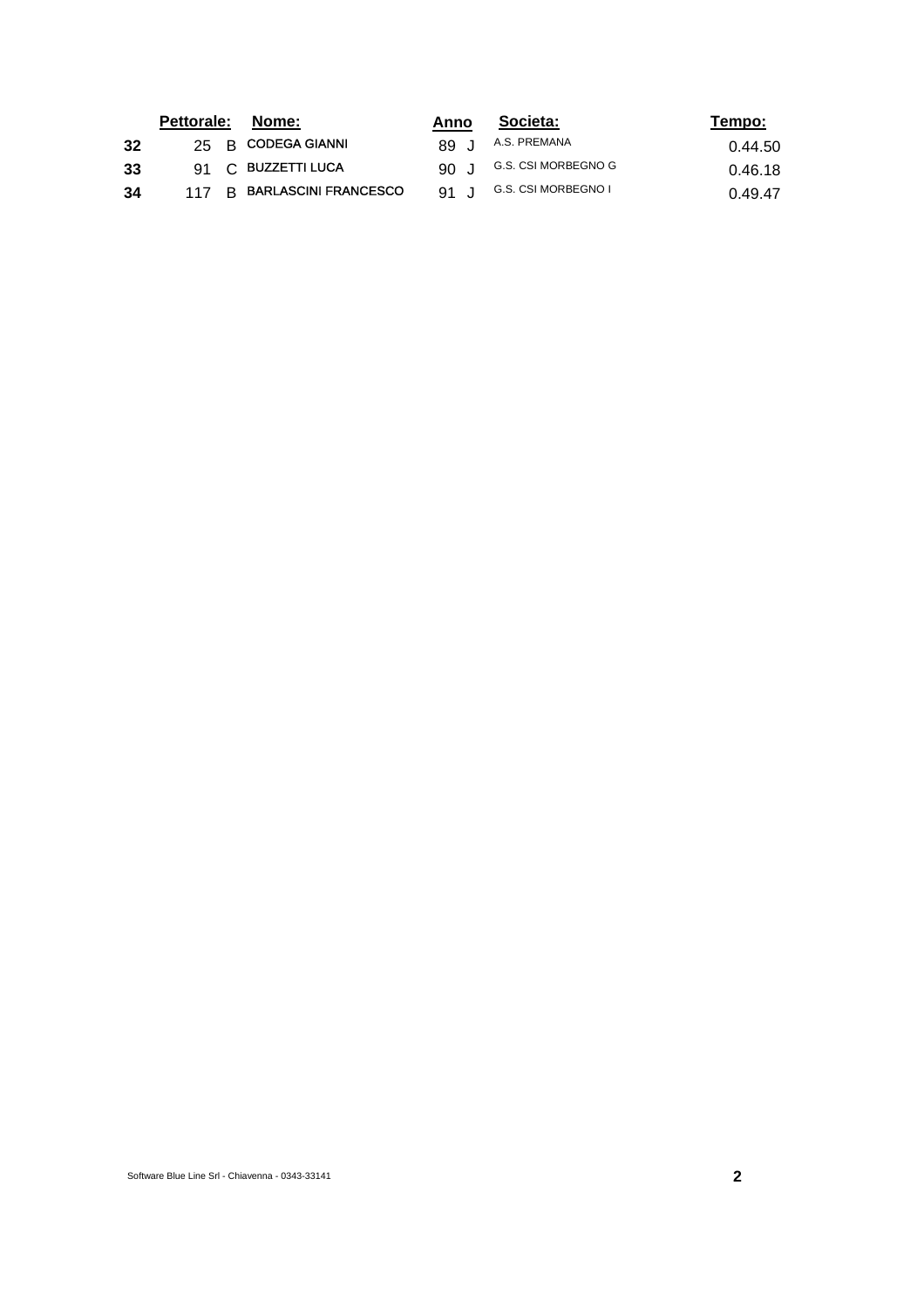| | Pettorale: | | Nome: | Anno | | Societa: | Tempo: |
|---|---|---|---|---|---|---|---|
| 32 | 25 | B | CODEGA GIANNI | 89 | J | A.S. PREMANA | 0.44.50 |
| 33 | 91 | C | BUZZETTI LUCA | 90 | J | G.S. CSI MORBEGNO G | 0.46.18 |
| 34 | 117 | B | BARLASCINI FRANCESCO | 91 | J | G.S. CSI MORBEGNO I | 0.49.47 |

Software Blue Line Srl - Chiavenna - 0343-33141